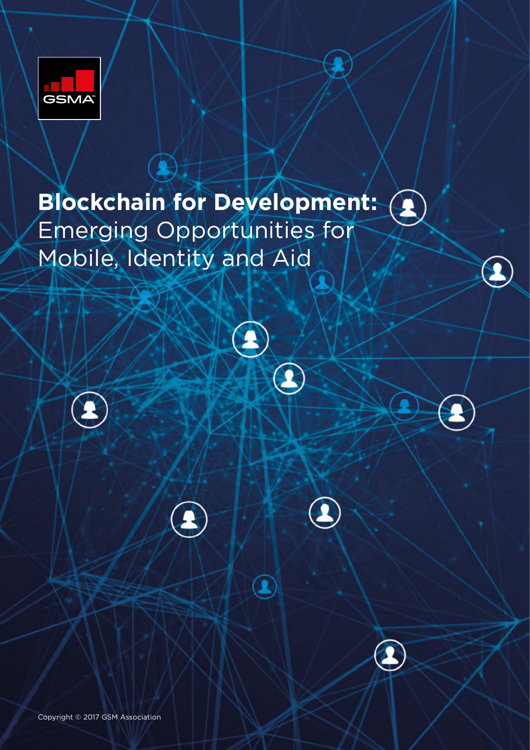GSMA

# Blockchain for Development: Emerging Opportunities for Mobile, Identity and Aid

Copyright © 2017 GSM Association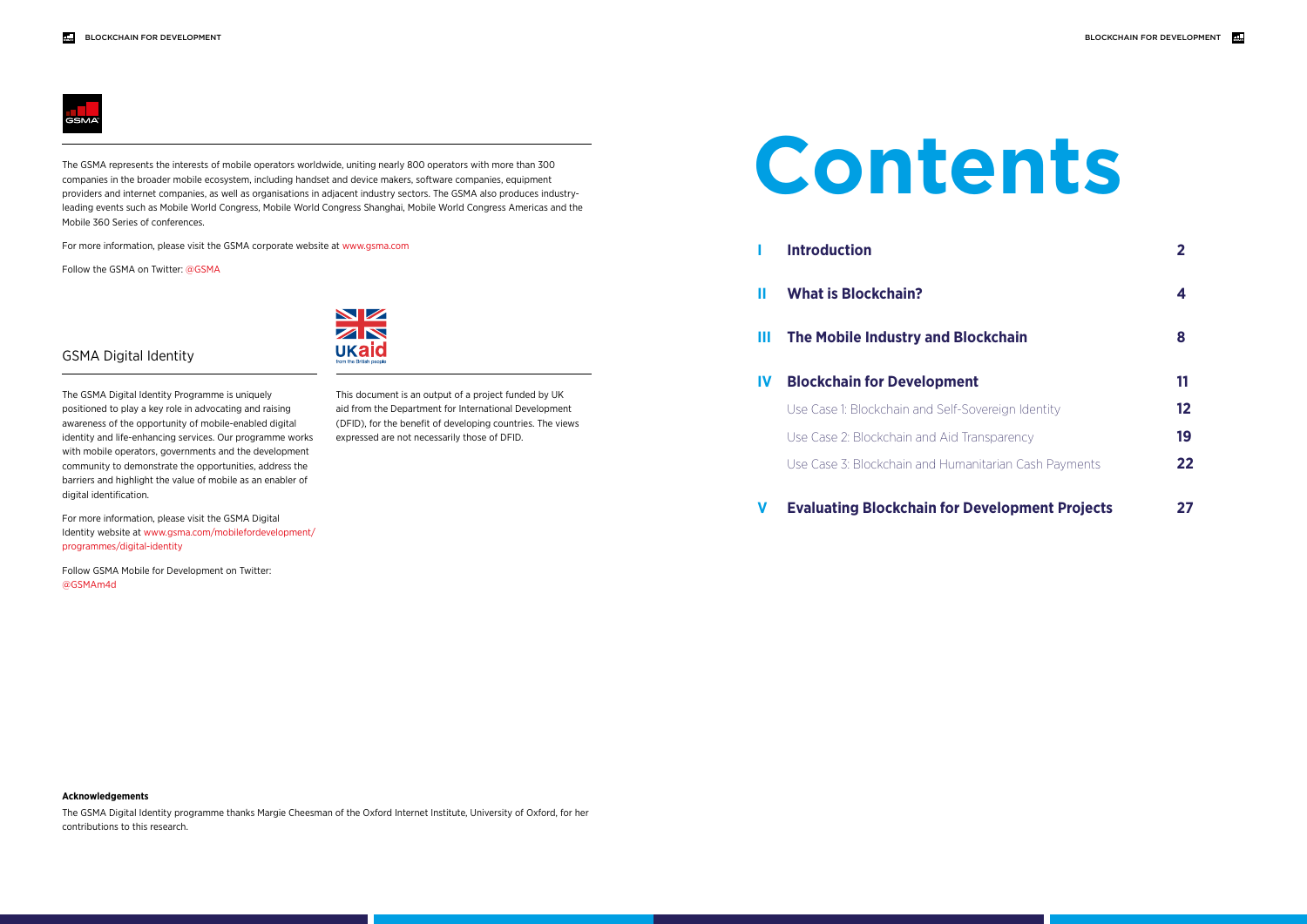The GSMA represents the interests of mobile operators worldwide, uniting nearly 800 operators with more than 300 companies in the broader mobile ecosystem, including handset and device makers, software companies, equipment providers and internet companies, as well as organisations in adjacent industry sectors. The GSMA also produces industry-leading events such as Mobile World Congress, Mobile World Congress Shanghai, Mobile World Congress Americas and the Mobile 360 Series of conferences.

For more information, please visit the GSMA corporate website at www.gsma.com

Follow the GSMA on Twitter: @GSMA

## GSMA Digital Identity

The GSMA Digital Identity Programme is uniquely positioned to play a key role in advocating and raising awareness of the opportunity of mobile-enabled digital identity and life-enhancing services. Our programme works with mobile operators, governments and the development community to demonstrate the opportunities, address the barriers and highlight the value of mobile as an enabler of digital identification.

For more information, please visit the GSMA Digital Identity website at www.gsma.com/mobilefordevelopment/programmes/digital-identity

Follow GSMA Mobile for Development on Twitter: @GSMAm4d

This document is an output of a project funded by UK aid from the Department for International Development (DFID), for the benefit of developing countries. The views expressed are not necessarily those of DFID.

**Acknowledgements**

The GSMA Digital Identity programme thanks Margie Cheesman of the Oxford Internet Institute, University of Oxford, for her contributions to this research.

# Contents

| | | |
|---|---|---|
| **I** | **Introduction** | **2** |
| **II** | **What is Blockchain?** | **4** |
| **III** | **The Mobile Industry and Blockchain** | **8** |
| **IV** | **Blockchain for Development** | **11** |
| | Use Case 1: Blockchain and Self-Sovereign Identity | **12** |
| | Use Case 2: Blockchain and Aid Transparency | **19** |
| | Use Case 3: Blockchain and Humanitarian Cash Payments | **22** |
| **V** | **Evaluating Blockchain for Development Projects** | **27** |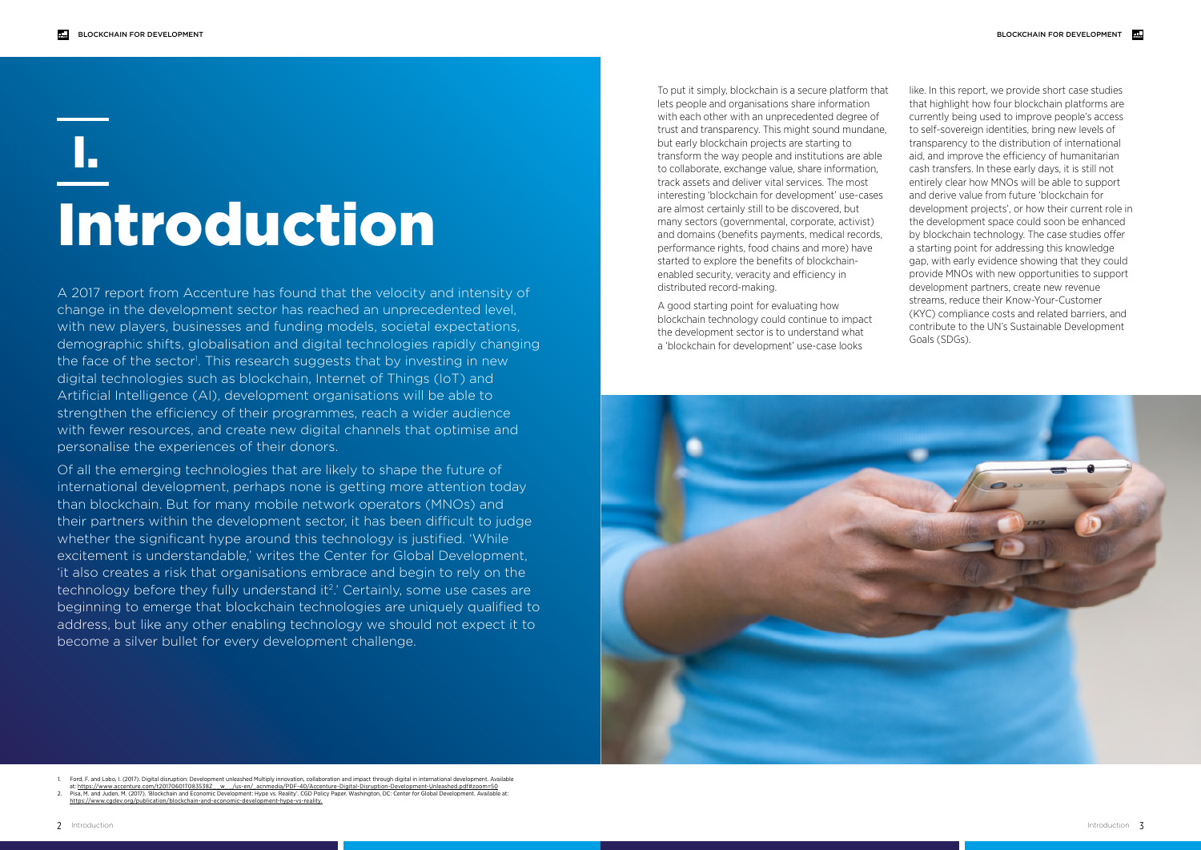# I. Introduction

A 2017 report from Accenture has found that the velocity and intensity of change in the development sector has reached an unprecedented level, with new players, businesses and funding models, societal expectations, demographic shifts, globalisation and digital technologies rapidly changing the face of the sector[1]. This research suggests that by investing in new digital technologies such as blockchain, Internet of Things (IoT) and Artificial Intelligence (AI), development organisations will be able to strengthen the efficiency of their programmes, reach a wider audience with fewer resources, and create new digital channels that optimise and personalise the experiences of their donors.

Of all the emerging technologies that are likely to shape the future of international development, perhaps none is getting more attention today than blockchain. But for many mobile network operators (MNOs) and their partners within the development sector, it has been difficult to judge whether the significant hype around this technology is justified. 'While excitement is understandable,' writes the Center for Global Development, 'it also creates a risk that organisations embrace and begin to rely on the technology before they fully understand it[2].' Certainly, some use cases are beginning to emerge that blockchain technologies are uniquely qualified to address, but like any other enabling technology we should not expect it to become a silver bullet for every development challenge.

To put it simply, blockchain is a secure platform that lets people and organisations share information with each other with an unprecedented degree of trust and transparency. This might sound mundane, but early blockchain projects are starting to transform the way people and institutions are able to collaborate, exchange value, share information, track assets and deliver vital services. The most interesting 'blockchain for development' use-cases are almost certainly still to be discovered, but many sectors (governmental, corporate, activist) and domains (benefits payments, medical records, performance rights, food chains and more) have started to explore the benefits of blockchain-enabled security, veracity and efficiency in distributed record-making.

A good starting point for evaluating how blockchain technology could continue to impact the development sector is to understand what a 'blockchain for development' use-case looks like. In this report, we provide short case studies that highlight how four blockchain platforms are currently being used to improve people's access to self-sovereign identities, bring new levels of transparency to the distribution of international aid, and improve the efficiency of humanitarian cash transfers. In these early days, it is still not entirely clear how MNOs will be able to support and derive value from future 'blockchain for development projects', or how their current role in the development space could soon be enhanced by blockchain technology. The case studies offer a starting point for addressing this knowledge gap, with early evidence showing that they could provide MNOs with new opportunities to support development partners, create new revenue streams, reduce their Know-Your-Customer (KYC) compliance costs and related barriers, and contribute to the UN's Sustainable Development Goals (SDGs).

1. Ford, F. and Lobo, I. (2017). Digital disruption: Development unleashed Multiply innovation, collaboration and impact through digital in international development. Available at: https://www.accenture.com/t20170601T083538Z__w__/us-en/_acnmedia/PDF-40/Accenture-Digital-Disruption-Development-Unleashed.pdf#zoom=50
2. Pisa, M. and Juden, M. (2017). 'Blockchain and Economic Development: Hype vs. Reality'. CGD Policy Paper. Washington, DC: Center for Global Development. Available at: https://www.cgdev.org/publication/blockchain-and-economic-development-hype-vs-reality.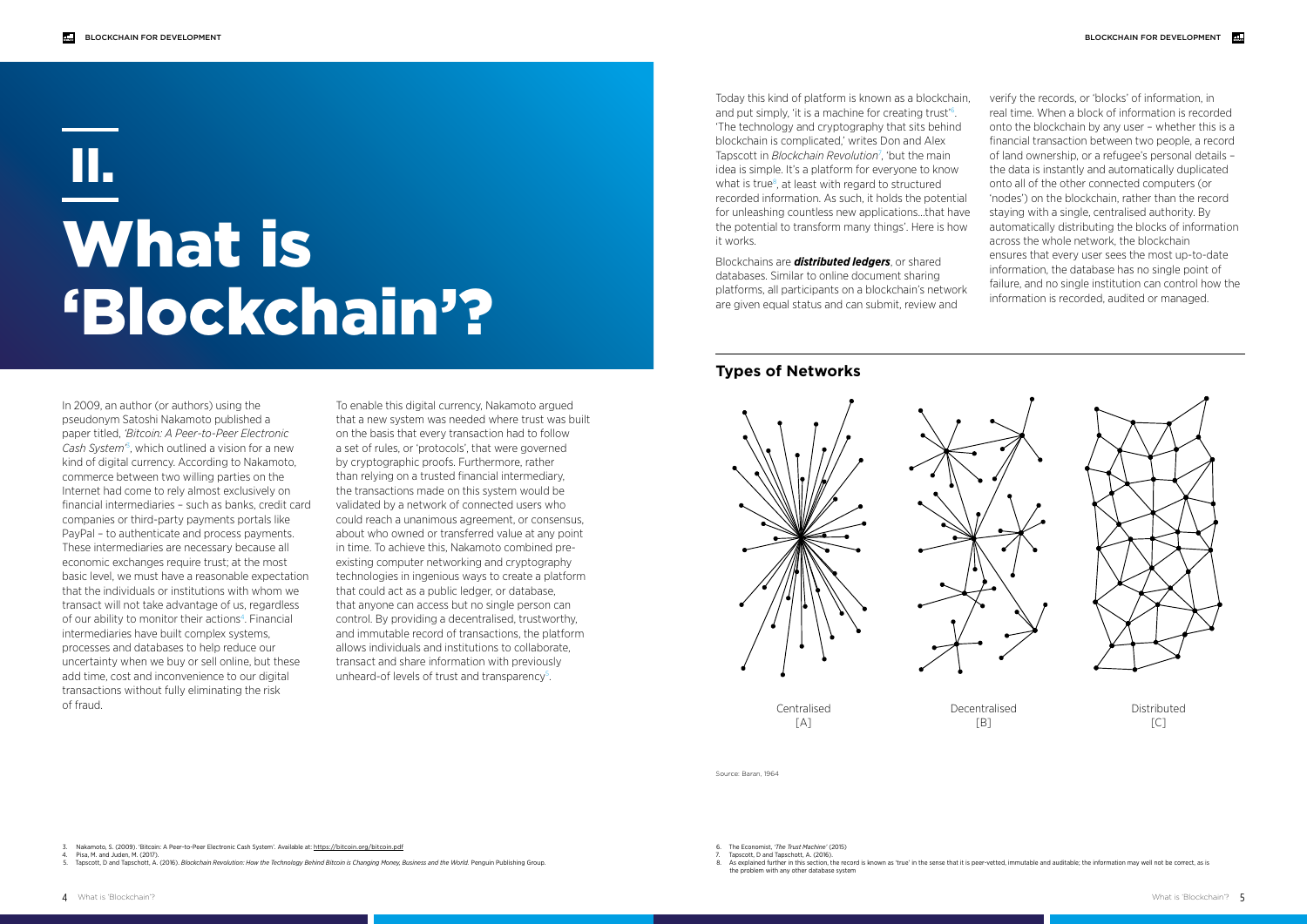# II. What is 'Blockchain'?

In 2009, an author (or authors) using the pseudonym Satoshi Nakamoto published a paper titled, *'Bitcoin: A Peer-to-Peer Electronic Cash System'*[3], which outlined a vision for a new kind of digital currency. According to Nakamoto, commerce between two willing parties on the Internet had come to rely almost exclusively on financial intermediaries – such as banks, credit card companies or third-party payments portals like PayPal – to authenticate and process payments. These intermediaries are necessary because all economic exchanges require trust; at the most basic level, we must have a reasonable expectation that the individuals or institutions with whom we transact will not take advantage of us, regardless of our ability to monitor their actions[4]. Financial intermediaries have built complex systems, processes and databases to help reduce our uncertainty when we buy or sell online, but these add time, cost and inconvenience to our digital transactions without fully eliminating the risk of fraud.

To enable this digital currency, Nakamoto argued that a new system was needed where trust was built on the basis that every transaction had to follow a set of rules, or 'protocols', that were governed by cryptographic proofs. Furthermore, rather than relying on a trusted financial intermediary, the transactions made on this system would be validated by a network of connected users who could reach a unanimous agreement, or consensus, about who owned or transferred value at any point in time. To achieve this, Nakamoto combined pre-existing computer networking and cryptography technologies in ingenious ways to create a platform that could act as a public ledger, or database, that anyone can access but no single person can control. By providing a decentralised, trustworthy, and immutable record of transactions, the platform allows individuals and institutions to collaborate, transact and share information with previously unheard-of levels of trust and transparency[5].

Today this kind of platform is known as a blockchain, and put simply, 'it is a machine for creating trust'[6]. 'The technology and cryptography that sits behind blockchain is complicated,' writes Don and Alex Tapscott in *Blockchain Revolution*[7], 'but the main idea is simple. It's a platform for everyone to know what is true[8], at least with regard to structured recorded information. As such, it holds the potential for unleashing countless new applications…that have the potential to transform many things'. Here is how it works.

Blockchains are ***distributed ledgers***, or shared databases. Similar to online document sharing platforms, all participants on a blockchain's network are given equal status and can submit, review and verify the records, or 'blocks' of information, in real time. When a block of information is recorded onto the blockchain by any user – whether this is a financial transaction between two people, a record of land ownership, or a refugee's personal details – the data is instantly and automatically duplicated onto all of the other connected computers (or 'nodes') on the blockchain, rather than the record staying with a single, centralised authority. By automatically distributing the blocks of information across the whole network, the blockchain ensures that every user sees the most up-to-date information, the database has no single point of failure, and no single institution can control how the information is recorded, audited or managed.

## Types of Networks

Centralised [A]

Decentralised [B]

Distributed [C]

Source: Baran, 1964

---

3. Nakamoto, S. (2009). 'Bitcoin: A Peer-to-Peer Electronic Cash System'. Available at: https://bitcoin.org/bitcoin.pdf
4. Pisa, M. and Juden, M. (2017).
5. Tapscott, D and Tapscott, A. (2016). *Blockchain Revolution: How the Technology Behind Bitcoin is Changing Money, Business and the World*. Penguin Publishing Group.
6. The Economist, '*The Trust Machine*' (2015)
7. Tapscott, D and Tapscott, A. (2016).
8. As explained further in this section, the record is known as 'true' in the sense that it is peer-vetted, immutable and auditable; the information may well not be correct, as is the problem with any other database system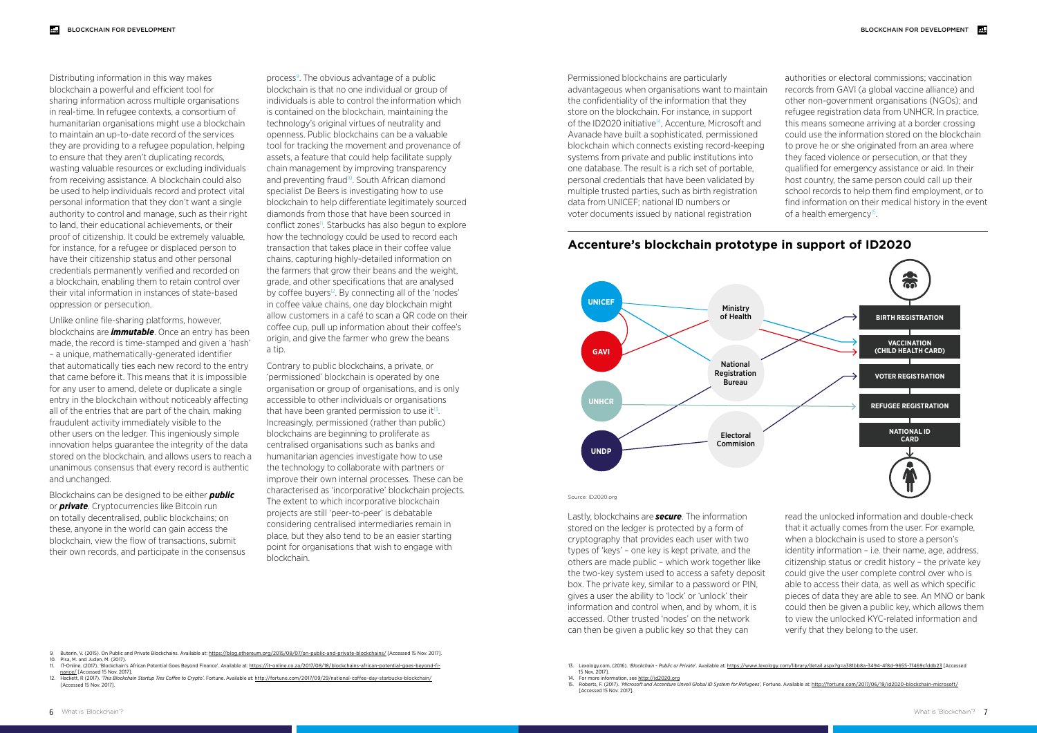Distributing information in this way makes blockchain a powerful and efficient tool for sharing information across multiple organisations in real-time. In refugee contexts, a consortium of humanitarian organisations might use a blockchain to maintain an up-to-date record of the services they are providing to a refugee population, helping to ensure that they aren't duplicating records, wasting valuable resources or excluding individuals from receiving assistance. A blockchain could also be used to help individuals record and protect vital personal information that they don't want a single authority to control and manage, such as their right to land, their educational achievements, or their proof of citizenship. It could be extremely valuable, for instance, for a refugee or displaced person to have their citizenship status and other personal credentials permanently verified and recorded on a blockchain, enabling them to retain control over their vital information in instances of state-based oppression or persecution.

Unlike online file-sharing platforms, however, blockchains are ***immutable***. Once an entry has been made, the record is time-stamped and given a 'hash' – a unique, mathematically-generated identifier that automatically ties each new record to the entry that came before it. This means that it is impossible for any user to amend, delete or duplicate a single entry in the blockchain without noticeably affecting all of the entries that are part of the chain, making fraudulent activity immediately visible to the other users on the ledger. This ingeniously simple innovation helps guarantee the integrity of the data stored on the blockchain, and allows users to reach a unanimous consensus that every record is authentic and unchanged.

Blockchains can be designed to be either ***public*** or ***private***. Cryptocurrencies like Bitcoin run on totally decentralised, public blockchains; on these, anyone in the world can gain access the blockchain, view the flow of transactions, submit their own records, and participate in the consensus process[9]. The obvious advantage of a public blockchain is that no one individual or group of individuals is able to control the information which is contained on the blockchain, maintaining the technology's original virtues of neutrality and openness. Public blockchains can be a valuable tool for tracking the movement and provenance of assets, a feature that could help facilitate supply chain management by improving transparency and preventing fraud[10]. South African diamond specialist De Beers is investigating how to use blockchain to help differentiate legitimately sourced diamonds from those that have been sourced in conflict zones[11]. Starbucks has also begun to explore how the technology could be used to record each transaction that takes place in their coffee value chains, capturing highly-detailed information on the farmers that grow their beans and the weight, grade, and other specifications that are analysed by coffee buyers[12]. By connecting all of the 'nodes' in coffee value chains, one day blockchain might allow customers in a café to scan a QR code on their coffee cup, pull up information about their coffee's origin, and give the farmer who grew the beans a tip.

Contrary to public blockchains, a private, or 'permissioned' blockchain is operated by one organisation or group of organisations, and is only accessible to other individuals or organisations that have been granted permission to use it[13]. Increasingly, permissioned (rather than public) blockchains are beginning to proliferate as centralised organisations such as banks and humanitarian agencies investigate how to use the technology to collaborate with partners or improve their own internal processes. These can be characterised as 'incorporative' blockchain projects. The extent to which incorporative blockchain projects are still 'peer-to-peer' is debatable considering centralised intermediaries remain in place, but they also tend to be an easier starting point for organisations that wish to engage with blockchain.

9. Buterin, V. (2015). On Public and Private Blockchains. Available at: https://blog.ethereum.org/2015/08/07/on-public-and-private-blockchains/ [Accessed 15 Nov. 2017].
10. Pisa, M. and Juden, M. (2017).
11. IT-Online. (2017). 'Blockchain's African Potential Goes Beyond Finance'. Available at: https://it-online.co.za/2017/08/18/blockchains-african-potential-goes-beyond-finance/ [Accessed 15 Nov. 2017].
12. Hackett, R (2017). *'This Blockchain Startup Ties Coffee to Crypto'*. Fortune. Available at: http://fortune.com/2017/09/29/national-coffee-day-starbucks-blockchain/ [Accessed 15 Nov. 2017].

Permissioned blockchains are particularly advantageous when organisations want to maintain the confidentiality of the information that they store on the blockchain. For instance, in support of the ID2020 initiative[14], Accenture, Microsoft and Avanade have built a sophisticated, permissioned blockchain which connects existing record-keeping systems from private and public institutions into one database. The result is a rich set of portable, personal credentials that have been validated by multiple trusted parties, such as birth registration data from UNICEF; national ID numbers or voter documents issued by national registration authorities or electoral commissions; vaccination records from GAVI (a global vaccine alliance) and other non-government organisations (NGOs); and refugee registration data from UNHCR. In practice, this means someone arriving at a border crossing could use the information stored on the blockchain to prove he or she originated from an area where they faced violence or persecution, or that they qualified for emergency assistance or aid. In their host country, the same person could call up their school records to help them find employment, or to find information on their medical history in the event of a health emergency[15].

## Accenture's blockchain prototype in support of ID2020

UNICEF, GAVI, UNHCR, UNDP — Ministry of Health, National Registration Bureau, Electoral Commision — BIRTH REGISTRATION, VACCINATION (CHILD HEALTH CARD), VOTER REGISTRATION, REFUGEE REGISTRATION, NATIONAL ID CARD

Source: ID2020.org

Lastly, blockchains are ***secure***. The information stored on the ledger is protected by a form of cryptography that provides each user with two types of 'keys' – one key is kept private, and the others are made public – which work together like the two-key system used to access a safety deposit box. The private key, similar to a password or PIN, gives a user the ability to 'lock' or 'unlock' their information and control when, and by whom, it is accessed. Other trusted 'nodes' on the network can then be given a public key so that they can read the unlocked information and double-check that it actually comes from the user. For example, when a blockchain is used to store a person's identity information – i.e. their name, age, address, citizenship status or credit history – the private key could give the user complete control over who is able to access their data, as well as which specific pieces of data they are able to see. An MNO or bank could then be given a public key, which allows them to view the unlocked KYC-related information and verify that they belong to the user.

13. Lexology.com, (2016). *'Blockchain - Public or Private'*. Available at: https://www.lexology.com/library/detail.aspx?g=a381bb8a-3494-4f8d-9655-7f469cfddb23 [Accessed 15 Nov. 2017].
14. For more information, see http://id2020.org
15. Roberts, F. (2017). *'Microsoft and Accenture Unveil Global ID System for Refugees'*, Fortune. Available at: http://fortune.com/2017/06/19/id2020-blockchain-microsoft/ [Accessed 15 Nov. 2017].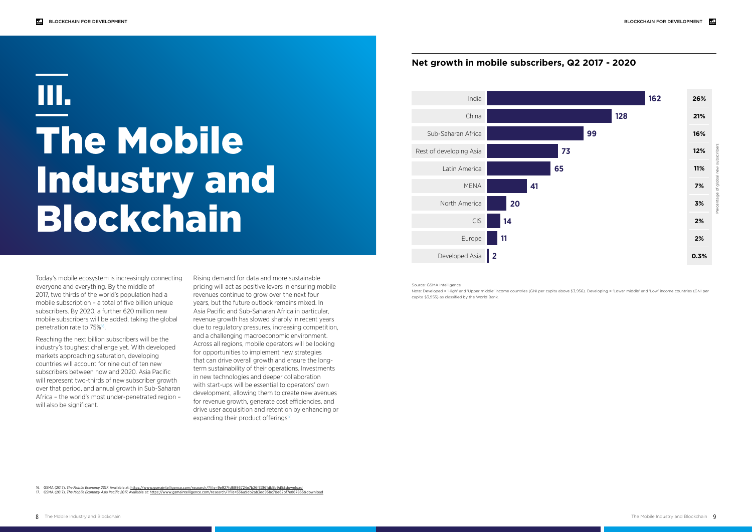# III. The Mobile Industry and Blockchain

Today's mobile ecosystem is increasingly connecting everyone and everything. By the middle of 2017, two thirds of the world's population had a mobile subscription – a total of five billion unique subscribers. By 2020, a further 620 million new mobile subscribers will be added, taking the global penetration rate to 75%[16].

Reaching the next billion subscribers will be the industry's toughest challenge yet. With developed markets approaching saturation, developing countries will account for nine out of ten new subscribers between now and 2020. Asia Pacific will represent two-thirds of new subscriber growth over that period, and annual growth in Sub-Saharan Africa – the world's most under-penetrated region – will also be significant.

Rising demand for data and more sustainable pricing will act as positive levers in ensuring mobile revenues continue to grow over the next four years, but the future outlook remains mixed. In Asia Pacific and Sub-Saharan Africa in particular, revenue growth has slowed sharply in recent years due to regulatory pressures, increasing competition, and a challenging macroeconomic environment. Across all regions, mobile operators will be looking for opportunities to implement new strategies that can drive overall growth and ensure the long-term sustainability of their operations. Investments in new technologies and deeper collaboration with start-ups will be essential to operators' own development, allowing them to create new avenues for revenue growth, generate cost efficiencies, and drive user acquisition and retention by enhancing or expanding their product offerings[17].

## Net growth in mobile subscribers, Q2 2017 - 2020

| Region | Net growth (millions) | Percentage of global new subscribers |
|---|---|---|
| India | 162 | 26% |
| China | 128 | 21% |
| Sub-Saharan Africa | 99 | 16% |
| Rest of developing Asia | 73 | 12% |
| Latin America | 65 | 11% |
| MENA | 41 | 7% |
| North America | 20 | 3% |
| CIS | 14 | 2% |
| Europe | 11 | 2% |
| Developed Asia | 2 | 0.3% |

Source: GSMA Intelligence

Note: Developed = 'High' and 'Upper middle' income countries (GNI per capita above $3,956). Developing = 'Lower middle' and 'Low' income countries (GNI per capita $3,955) as classified by the World Bank.

16. GSMA (2017). *The Mobile Economy 2017.* Available at: https://www.gsmaintelligence.com/research/?file=9e927fd6896724e7b26f33f61db5b9d5&download
17. GSMA (2017). *The Mobile Economy Asia Pacific 2017.* Available at: https://www.gsmaintelligence.com/research/?file=336a9db2ab3ed95bc70e62bf7e867855&download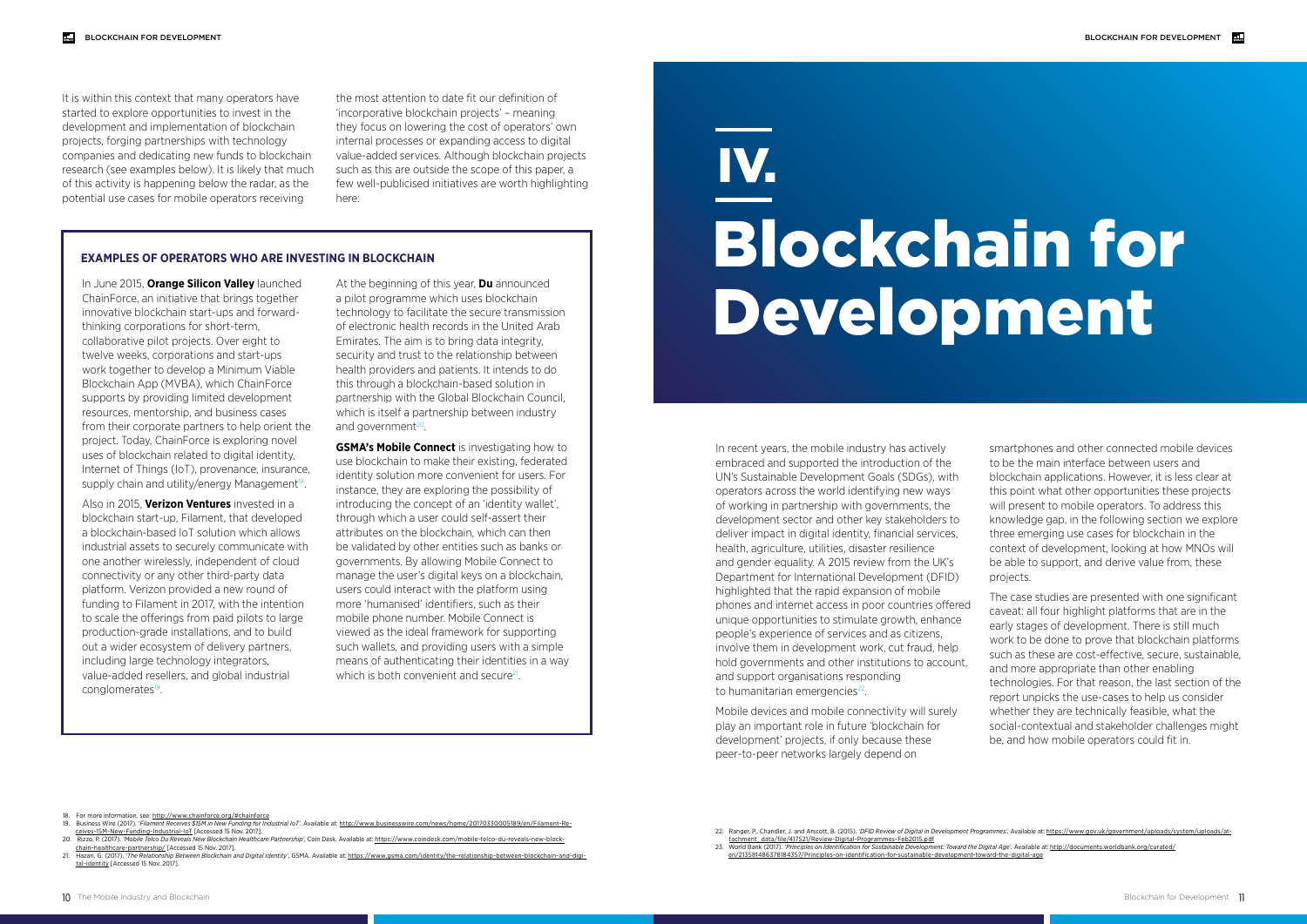It is within this context that many operators have started to explore opportunities to invest in the development and implementation of blockchain projects, forging partnerships with technology companies and dedicating new funds to blockchain research (see examples below). It is likely that much of this activity is happening below the radar, as the potential use cases for mobile operators receiving the most attention to date fit our definition of 'incorporative blockchain projects' – meaning they focus on lowering the cost of operators' own internal processes or expanding access to digital value-added services. Although blockchain projects such as this are outside the scope of this paper, a few well-publicised initiatives are worth highlighting here:

### EXAMPLES OF OPERATORS WHO ARE INVESTING IN BLOCKCHAIN

In June 2015, **Orange Silicon Valley** launched ChainForce, an initiative that brings together innovative blockchain start-ups and forward-thinking corporations for short-term, collaborative pilot projects. Over eight to twelve weeks, corporations and start-ups work together to develop a Minimum Viable Blockchain App (MVBA), which ChainForce supports by providing limited development resources, mentorship, and business cases from their corporate partners to help orient the project. Today, ChainForce is exploring novel uses of blockchain related to digital identity, Internet of Things (IoT), provenance, insurance, supply chain and utility/energy Management[18].

Also in 2015, **Verizon Ventures** invested in a blockchain start-up, Filament, that developed a blockchain-based IoT solution which allows industrial assets to securely communicate with one another wirelessly, independent of cloud connectivity or any other third-party data platform. Verizon provided a new round of funding to Filament in 2017, with the intention to scale the offerings from paid pilots to large production-grade installations, and to build out a wider ecosystem of delivery partners, including large technology integrators, value-added resellers, and global industrial conglomerates[19].

At the beginning of this year, **Du** announced a pilot programme which uses blockchain technology to facilitate the secure transmission of electronic health records in the United Arab Emirates. The aim is to bring data integrity, security and trust to the relationship between health providers and patients. It intends to do this through a blockchain-based solution in partnership with the Global Blockchain Council, which is itself a partnership between industry and government[20].

**GSMA's Mobile Connect** is investigating how to use blockchain to make their existing, federated identity solution more convenient for users. For instance, they are exploring the possibility of introducing the concept of an 'identity wallet', through which a user could self-assert their attributes on the blockchain, which can then be validated by other entities such as banks or governments. By allowing Mobile Connect to manage the user's digital keys on a blockchain, users could interact with the platform using more 'humanised' identifiers, such as their mobile phone number. Mobile Connect is viewed as the ideal framework for supporting such wallets, and providing users with a simple means of authenticating their identities in a way which is both convenient and secure[21].

18. For more information, see: http://www.chainforce.org/#chainforce
19. Business Wire (2017). '*Filament Receives $15M in New Funding for Industrial IoT*'. Available at: http://www.businesswire.com/news/home/20170330005189/en/Filament-Receives-15M-New-Funding-Industrial-IoT [Accessed 15 Nov. 2017].
20. Rizzo, P. (2017). '*Mobile Telco Du Reveals New Blockchain Healthcare Partnership*', Coin Desk. Available at: https://www.coindesk.com/mobile-telco-du-reveals-new-blockchain-healthcare-partnership/ [Accessed 15 Nov. 2017].
21. Hazari, G. (2017). '*The Relationship Between Blockchain and Digital Identity*', GSMA. Available at: https://www.gsma.com/identity/the-relationship-between-blockchain-and-digital-identity [Accessed 15 Nov. 2017].

# IV. Blockchain for Development

In recent years, the mobile industry has actively embraced and supported the introduction of the UN's Sustainable Development Goals (SDGs), with operators across the world identifying new ways of working in partnership with governments, the development sector and other key stakeholders to deliver impact in digital identity, financial services, health, agriculture, utilities, disaster resilience and gender equality. A 2015 review from the UK's Department for International Development (DFID) highlighted that the rapid expansion of mobile phones and internet access in poor countries offered unique opportunities to stimulate growth, enhance people's experience of services and as citizens, involve them in development work, cut fraud, help hold governments and other institutions to account, and support organisations responding to humanitarian emergencies[22].

Mobile devices and mobile connectivity will surely play an important role in future 'blockchain for development' projects, if only because these peer-to-peer networks largely depend on smartphones and other connected mobile devices to be the main interface between users and blockchain applications. However, it is less clear at this point what other opportunities these projects will present to mobile operators. To address this knowledge gap, in the following section we explore three emerging use cases for blockchain in the context of development, looking at how MNOs will be able to support, and derive value from, these projects.

The case studies are presented with one significant caveat: all four highlight platforms that are in the early stages of development. There is still much work to be done to prove that blockchain platforms such as these are cost-effective, secure, sustainable, and more appropriate than other enabling technologies. For that reason, the last section of the report unpicks the use-cases to help us consider whether they are technically feasible, what the social-contextual and stakeholder challenges might be, and how mobile operators could fit in.

22. Ranger, P., Chandler, J. and Arscott, B. (2015). '*DFID Review of Digital in Development Programmes*'. Available at: https://www.gov.uk/government/uploads/system/uploads/attachment_data/file/417521/Review-Digital-Programmes-Feb2015.pdf
23. World Bank (2017). '*Principles on Identification for Sustainable Development: Toward the Digital Age*'. Available at: http://documents.worldbank.org/curated/en/213581486378184357/Principles-on-identification-for-sustainable-development-toward-the-digital-age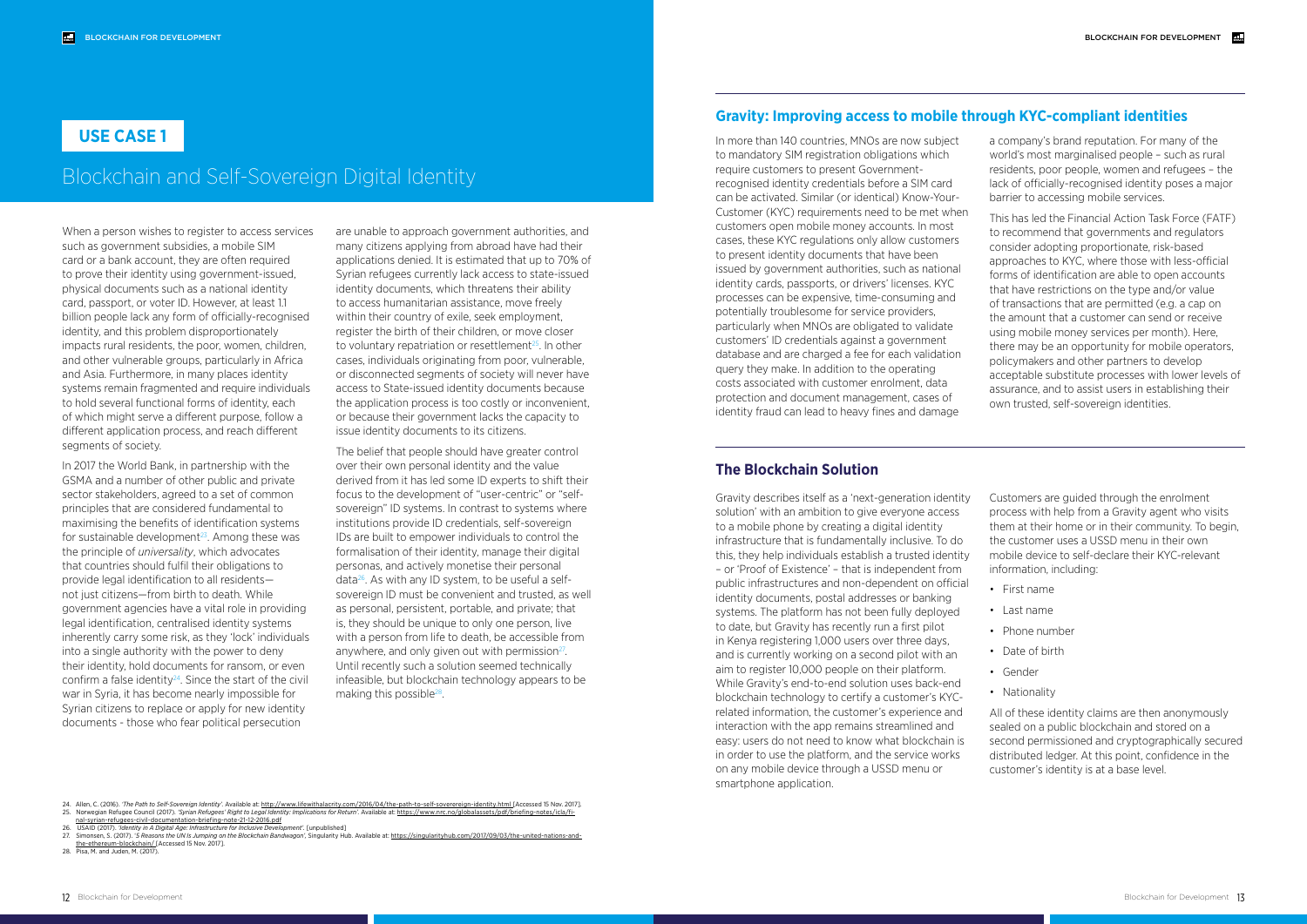## USE CASE 1

# Blockchain and Self-Sovereign Digital Identity

When a person wishes to register to access services such as government subsidies, a mobile SIM card or a bank account, they are often required to prove their identity using government-issued, physical documents such as a national identity card, passport, or voter ID. However, at least 1.1 billion people lack any form of officially-recognised identity, and this problem disproportionately impacts rural residents, the poor, women, children, and other vulnerable groups, particularly in Africa and Asia. Furthermore, in many places identity systems remain fragmented and require individuals to hold several functional forms of identity, each of which might serve a different purpose, follow a different application process, and reach different segments of society.

In 2017 the World Bank, in partnership with the GSMA and a number of other public and private sector stakeholders, agreed to a set of common principles that are considered fundamental to maximising the benefits of identification systems for sustainable development[23]. Among these was the principle of *universality*, which advocates that countries should fulfil their obligations to provide legal identification to all residents—not just citizens—from birth to death. While government agencies have a vital role in providing legal identification, centralised identity systems inherently carry some risk, as they 'lock' individuals into a single authority with the power to deny their identity, hold documents for ransom, or even confirm a false identity[24]. Since the start of the civil war in Syria, it has become nearly impossible for Syrian citizens to replace or apply for new identity documents - those who fear political persecution are unable to approach government authorities, and many citizens applying from abroad have had their applications denied. It is estimated that up to 70% of Syrian refugees currently lack access to state-issued identity documents, which threatens their ability to access humanitarian assistance, move freely within their country of exile, seek employment, register the birth of their children, or move closer to voluntary repatriation or resettlement[25]. In other cases, individuals originating from poor, vulnerable, or disconnected segments of society will never have access to State-issued identity documents because the application process is too costly or inconvenient, or because their government lacks the capacity to issue identity documents to its citizens.

The belief that people should have greater control over their own personal identity and the value derived from it has led some ID experts to shift their focus to the development of "user-centric" or "self-sovereign" ID systems. In contrast to systems where institutions provide ID credentials, self-sovereign IDs are built to empower individuals to control the formalisation of their identity, manage their digital personas, and actively monetise their personal data[26]. As with any ID system, to be useful a self-sovereign ID must be convenient and trusted, as well as personal, persistent, portable, and private; that is, they should be unique to only one person, live with a person from life to death, be accessible from anywhere, and only given out with permission[27]. Until recently such a solution seemed technically infeasible, but blockchain technology appears to be making this possible[28].

24. Allen, C. (2016). '*The Path to Self-Sovereign Identity*'. Available at: http://www.lifewithalacrity.com/2016/04/the-path-to-self-soverereign-identity.html [Accessed 15 Nov. 2017].
25. Norwegian Refugee Council (2017). '*Syrian Refugees' Right to Legal Identity: Implications for Return*'. Available at: https://www.nrc.no/globalassets/pdf/briefing-notes/icla/final-syrian-refugees-civil-documentation-briefing-note-21-12-2016.pdf
26. USAID (2017). '*Identity in A Digital Age: Infrastructure for Inclusive Development*'. [unpublished]
27. Simonsen, S. (2017). '*5 Reasons the UN Is Jumping on the Blockchain Bandwagon*', Singularity Hub. Available at: https://singularityhub.com/2017/09/03/the-united-nations-and-the-ethereum-blockchain/ [Accessed 15 Nov. 2017].
28. Pisa, M. and Juden, M. (2017).

## Gravity: Improving access to mobile through KYC-compliant identities

In more than 140 countries, MNOs are now subject to mandatory SIM registration obligations which require customers to present Government-recognised identity credentials before a SIM card can be activated. Similar (or identical) Know-Your-Customer (KYC) requirements need to be met when customers open mobile money accounts. In most cases, these KYC regulations only allow customers to present identity documents that have been issued by government authorities, such as national identity cards, passports, or drivers' licenses. KYC processes can be expensive, time-consuming and potentially troublesome for service providers, particularly when MNOs are obligated to validate customers' ID credentials against a government database and are charged a fee for each validation query they make. In addition to the operating costs associated with customer enrolment, data protection and document management, cases of identity fraud can lead to heavy fines and damage a company's brand reputation. For many of the world's most marginalised people – such as rural residents, poor people, women and refugees – the lack of officially-recognised identity poses a major barrier to accessing mobile services.

This has led the Financial Action Task Force (FATF) to recommend that governments and regulators consider adopting proportionate, risk-based approaches to KYC, where those with less-official forms of identification are able to open accounts that have restrictions on the type and/or value of transactions that are permitted (e.g. a cap on the amount that a customer can send or receive using mobile money services per month). Here, there may be an opportunity for mobile operators, policymakers and other partners to develop acceptable substitute processes with lower levels of assurance, and to assist users in establishing their own trusted, self-sovereign identities.

## The Blockchain Solution

Gravity describes itself as a 'next-generation identity solution' with an ambition to give everyone access to a mobile phone by creating a digital identity infrastructure that is fundamentally inclusive. To do this, they help individuals establish a trusted identity – or 'Proof of Existence' – that is independent from public infrastructures and non-dependent on official identity documents, postal addresses or banking systems. The platform has not been fully deployed to date, but Gravity has recently run a first pilot in Kenya registering 1,000 users over three days, and is currently working on a second pilot with an aim to register 10,000 people on their platform. While Gravity's end-to-end solution uses back-end blockchain technology to certify a customer's KYC-related information, the customer's experience and interaction with the app remains streamlined and easy: users do not need to know what blockchain is in order to use the platform, and the service works on any mobile device through a USSD menu or smartphone application.

Customers are guided through the enrolment process with help from a Gravity agent who visits them at their home or in their community. To begin, the customer uses a USSD menu in their own mobile device to self-declare their KYC-relevant information, including:

- First name
- Last name
- Phone number
- Date of birth
- Gender
- Nationality

All of these identity claims are then anonymously sealed on a public blockchain and stored on a second permissioned and cryptographically secured distributed ledger. At this point, confidence in the customer's identity is at a base level.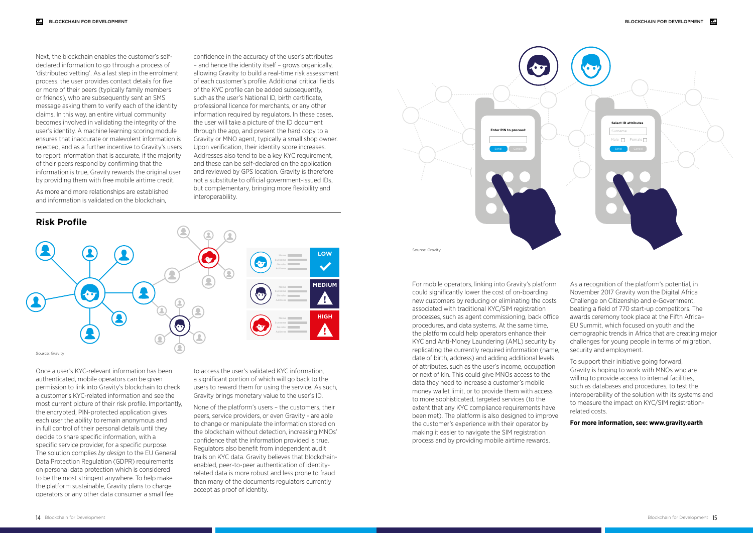Next, the blockchain enables the customer's self-declared information to go through a process of 'distributed vetting'. As a last step in the enrolment process, the user provides contact details for five or more of their peers (typically family members or friends), who are subsequently sent an SMS message asking them to verify each of the identity claims. In this way, an entire virtual community becomes involved in validating the integrity of the user's identity. A machine learning scoring module ensures that inaccurate or malevolent information is rejected, and as a further incentive to Gravity's users to report information that is accurate, if the majority of their peers respond by confirming that the information is true, Gravity rewards the original user by providing them with free mobile airtime credit.

As more and more relationships are established and information is validated on the blockchain, confidence in the accuracy of the user's attributes – and hence the identity itself – grows organically, allowing Gravity to build a real-time risk assessment of each customer's profile. Additional critical fields of the KYC profile can be added subsequently, such as the user's National ID, birth certificate, professional licence for merchants, or any other information required by regulators. In these cases, the user will take a picture of the ID document through the app, and present the hard copy to a Gravity or MNO agent, typically a small shop owner. Upon verification, their identity score increases. Addresses also tend to be a key KYC requirement, and these can be self-declared on the application and reviewed by GPS location. Gravity is therefore not a substitute to official government-issued IDs, but complementary, bringing more flexibility and interoperability.

## Risk Profile

Source: Gravity

Once a user's KYC-relevant information has been authenticated, mobile operators can be given permission to link into Gravity's blockchain to check a customer's KYC-related information and see the most current picture of their risk profile. Importantly, the encrypted, PIN-protected application gives each user the ability to remain anonymous and in full control of their personal details until they decide to share specific information, with a specific service provider, for a specific purpose. The solution complies *by design* to the EU General Data Protection Regulation (GDPR) requirements on personal data protection which is considered to be the most stringent anywhere. To help make the platform sustainable, Gravity plans to charge operators or any other data consumer a small fee to access the user's validated KYC information, a significant portion of which will go back to the users to reward them for using the service. As such, Gravity brings monetary value to the user's ID.

None of the platform's users – the customers, their peers, service providers, or even Gravity - are able to change or manipulate the information stored on the blockchain without detection, increasing MNOs' confidence that the information provided is true. Regulators also benefit from independent audit trails on KYC data. Gravity believes that blockchain-enabled, peer-to-peer authentication of identity-related data is more robust and less prone to fraud than many of the documents regulators currently accept as proof of identity.

Source: Gravity

For mobile operators, linking into Gravity's platform could significantly lower the cost of on-boarding new customers by reducing or eliminating the costs associated with traditional KYC/SIM registration processes, such as agent commissioning, back office procedures, and data systems. At the same time, the platform could help operators enhance their KYC and Anti-Money Laundering (AML) security by replicating the currently required information (name, date of birth, address) and adding additional levels of attributes, such as the user's income, occupation or next of kin. This could give MNOs access to the data they need to increase a customer's mobile money wallet limit, or to provide them with access to more sophisticated, targeted services (to the extent that any KYC compliance requirements have been met). The platform is also designed to improve the customer's experience with their operator by making it easier to navigate the SIM registration process and by providing mobile airtime rewards.

As a recognition of the platform's potential, in November 2017 Gravity won the Digital Africa Challenge on Citizenship and e-Government, beating a field of 770 start-up competitors. The awards ceremony took place at the Fifth Africa–EU Summit, which focused on youth and the demographic trends in Africa that are creating major challenges for young people in terms of migration, security and employment.

To support their initiative going forward, Gravity is hoping to work with MNOs who are willing to provide access to internal facilities, such as databases and procedures, to test the interoperability of the solution with its systems and to measure the impact on KYC/SIM registration-related costs.

**For more information, see: www.gravity.earth**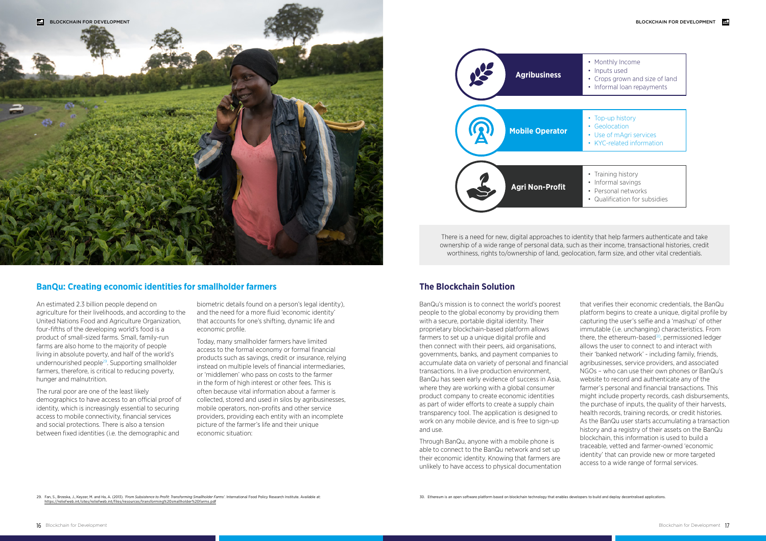## BanQu: Creating economic identities for smallholder farmers

An estimated 2.3 billion people depend on agriculture for their livelihoods, and according to the United Nations Food and Agriculture Organization, four-fifths of the developing world's food is a product of small-sized farms. Small, family-run farms are also home to the majority of people living in absolute poverty, and half of the world's undernourished people[29]. Supporting smallholder farmers, therefore, is critical to reducing poverty, hunger and malnutrition.

The rural poor are one of the least likely demographics to have access to an official proof of identity, which is increasingly essential to securing access to mobile connectivity, financial services and social protections. There is also a tension between fixed identities (i.e. the demographic and biometric details found on a person's legal identity), and the need for a more fluid 'economic identity' that accounts for one's shifting, dynamic life and economic profile.

Today, many smallholder farmers have limited access to the formal economy or formal financial products such as savings, credit or insurance, relying instead on multiple levels of financial intermediaries, or 'middlemen' who pass on costs to the farmer in the form of high interest or other fees. This is often because vital information about a farmer is collected, stored and used in silos by agribusinesses, mobile operators, non-profits and other service providers, providing each entity with an incomplete picture of the farmer's life and their unique economic situation:

**Agribusiness**
- Monthly Income
- Inputs used
- Crops grown and size of land
- Informal loan repayments

**Mobile Operator**
- Top-up history
- Geolocation
- Use of mAgri services
- KYC-related information

**Agri Non-Profit**
- Training history
- Informal savings
- Personal networks
- Qualification for subsidies

There is a need for new, digital approaches to identity that help farmers authenticate and take ownership of a wide range of personal data, such as their income, transactional histories, credit worthiness, rights to/ownership of land, geolocation, farm size, and other vital credentials.

## The Blockchain Solution

BanQu's mission is to connect the world's poorest people to the global economy by providing them with a secure, portable digital identity. Their proprietary blockchain-based platform allows farmers to set up a unique digital profile and then connect with their peers, aid organisations, governments, banks, and payment companies to accumulate data on variety of personal and financial transactions. In a live production environment, BanQu has seen early evidence of success in Asia, where they are working with a global consumer product company to create economic identities as part of wider efforts to create a supply chain transparency tool. The application is designed to work on any mobile device, and is free to sign-up and use.

Through BanQu, anyone with a mobile phone is able to connect to the BanQu network and set up their economic identity. Knowing that farmers are unlikely to have access to physical documentation that verifies their economic credentials, the BanQu platform begins to create a unique, digital profile by capturing the user's selfie and a 'mashup' of other immutable (i.e. unchanging) characteristics. From there, the ethereum-based[30], permissioned ledger allows the user to connect to and interact with their 'banked network' - including family, friends, agribusinesses, service providers, and associated NGOs – who can use their own phones or BanQu's website to record and authenticate any of the farmer's personal and financial transactions. This might include property records, cash disbursements, the purchase of inputs, the quality of their harvests, health records, training records, or credit histories. As the BanQu user starts accumulating a transaction history and a registry of their assets on the BanQu blockchain, this information is used to build a traceable, vetted and farmer-owned 'economic identity' that can provide new or more targeted access to a wide range of formal services.

29. Fan, S., Brzeska, J., Keyzer, M. and Ha, A. (2013). *'From Subsistence to Profit: Transforming Smallholder Farms'*. International Food Policy Research Institute. Available at: https://reliefweb.int/sites/reliefweb.int/files/resources/transforming%20smallholder%20farms.pdf

30. Ethereum is an open software platform based on blockchain technology that enables developers to build and deploy decentralised applications.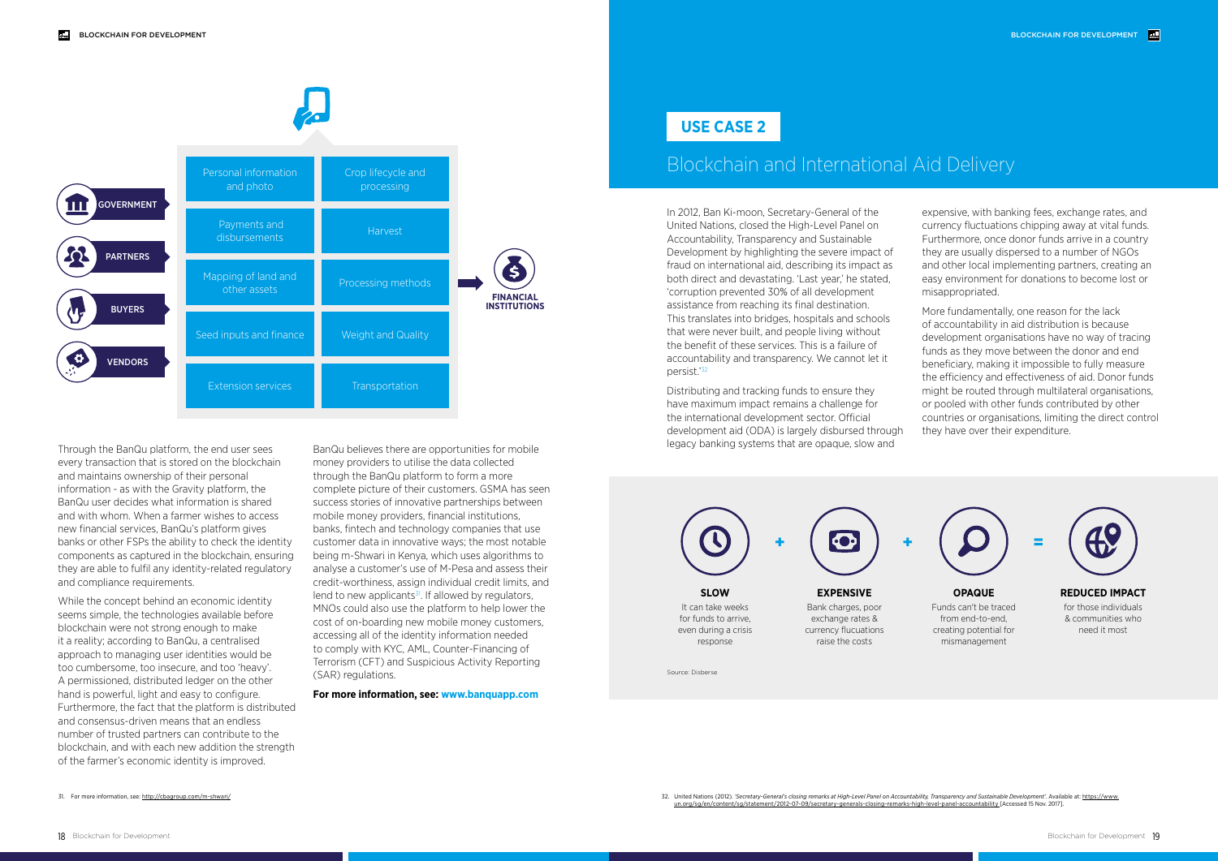GOVERNMENT

PARTNERS

BUYERS

VENDORS

| | |
|---|---|
| Personal information and photo | Crop lifecycle and processing |
| Payments and disbursements | Harvest |
| Mapping of land and other assets | Processing methods |
| Seed inputs and finance | Weight and Quality |
| Extension services | Transportation |

FINANCIAL INSTITUTIONS

Through the BanQu platform, the end user sees every transaction that is stored on the blockchain and maintains ownership of their personal information - as with the Gravity platform, the BanQu user decides what information is shared and with whom. When a farmer wishes to access new financial services, BanQu's platform gives banks or other FSPs the ability to check the identity components as captured in the blockchain, ensuring they are able to fulfil any identity-related regulatory and compliance requirements.

While the concept behind an economic identity seems simple, the technologies available before blockchain were not strong enough to make it a reality; according to BanQu, a centralised approach to managing user identities would be too cumbersome, too insecure, and too 'heavy'. A permissioned, distributed ledger on the other hand is powerful, light and easy to configure. Furthermore, the fact that the platform is distributed and consensus-driven means that an endless number of trusted partners can contribute to the blockchain, and with each new addition the strength of the farmer's economic identity is improved.

BanQu believes there are opportunities for mobile money providers to utilise the data collected through the BanQu platform to form a more complete picture of their customers. GSMA has seen success stories of innovative partnerships between mobile money providers, financial institutions, banks, fintech and technology companies that use customer data in innovative ways; the most notable being m-Shwari in Kenya, which uses algorithms to analyse a customer's use of M-Pesa and assess their credit-worthiness, assign individual credit limits, and lend to new applicants[31]. If allowed by regulators, MNOs could also use the platform to help lower the cost of on-boarding new mobile money customers, accessing all of the identity information needed to comply with KYC, AML, Counter-Financing of Terrorism (CFT) and Suspicious Activity Reporting (SAR) regulations.

**For more information, see: www.banquapp.com**

31. For more information, see: http://cbagroup.com/m-shwari/

## USE CASE 2

# Blockchain and International Aid Delivery

In 2012, Ban Ki-moon, Secretary-General of the United Nations, closed the High-Level Panel on Accountability, Transparency and Sustainable Development by highlighting the severe impact of fraud on international aid, describing its impact as both direct and devastating. 'Last year,' he stated, 'corruption prevented 30% of all development assistance from reaching its final destination. This translates into bridges, hospitals and schools that were never built, and people living without the benefit of these services. This is a failure of accountability and transparency. We cannot let it persist.'[32]

Distributing and tracking funds to ensure they have maximum impact remains a challenge for the international development sector. Official development aid (ODA) is largely disbursed through legacy banking systems that are opaque, slow and expensive, with banking fees, exchange rates, and currency fluctuations chipping away at vital funds. Furthermore, once donor funds arrive in a country they are usually dispersed to a number of NGOs and other local implementing partners, creating an easy environment for donations to become lost or misappropriated.

More fundamentally, one reason for the lack of accountability in aid distribution is because development organisations have no way of tracing funds as they move between the donor and end beneficiary, making it impossible to fully measure the efficiency and effectiveness of aid. Donor funds might be routed through multilateral organisations, or pooled with other funds contributed by other countries or organisations, limiting the direct control they have over their expenditure.

**SLOW** — It can take weeks for funds to arrive, even during a crisis response

+

**EXPENSIVE** — Bank charges, poor exchange rates & currency flucuations raise the costs

+

**OPAQUE** — Funds can't be traced from end-to-end, creating potential for mismanagement

=

**REDUCED IMPACT** — for those individuals & communities who need it most

Source: Disberse

32. United Nations (2012). *'Secretary-General's closing remarks at High-Level Panel on Accountability, Transparency and Sustainable Development'*. Available at: https://www.un.org/sg/en/content/sg/statement/2012-07-09/secretary-generals-closing-remarks-high-level-panel-accountability [Accessed 15 Nov. 2017].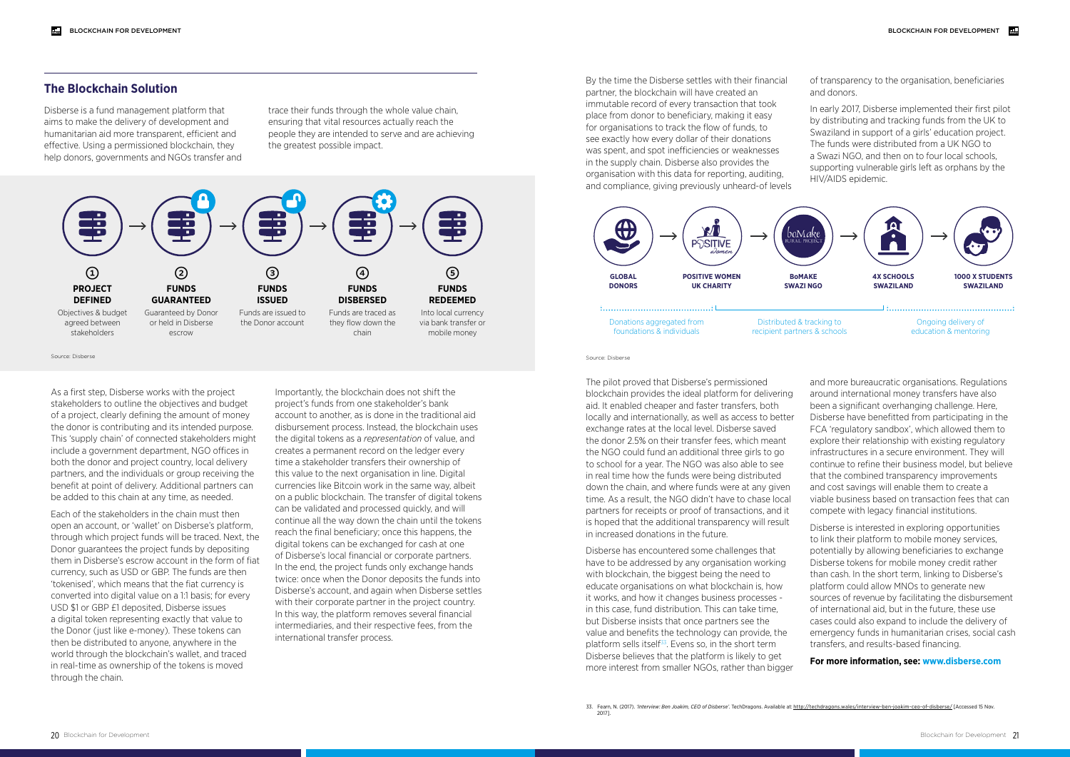## The Blockchain Solution

Disberse is a fund management platform that aims to make the delivery of development and humanitarian aid more transparent, efficient and effective. Using a permissioned blockchain, they help donors, governments and NGOs transfer and trace their funds through the whole value chain, ensuring that vital resources actually reach the people they are intended to serve and are achieving the greatest possible impact.

1. **PROJECT DEFINED** – Objectives & budget agreed between stakeholders
2. **FUNDS GUARANTEED** – Guaranteed by Donor or held in Disberse escrow
3. **FUNDS ISSUED** – Funds are issued to the Donor account
4. **FUNDS DISBERSED** – Funds are traced as they flow down the chain
5. **FUNDS REDEEMED** – Into local currency via bank transfer or mobile money

Source: Disberse

As a first step, Disberse works with the project stakeholders to outline the objectives and budget of a project, clearly defining the amount of money the donor is contributing and its intended purpose. This 'supply chain' of connected stakeholders might include a government department, NGO offices in both the donor and project country, local delivery partners, and the individuals or group receiving the benefit at point of delivery. Additional partners can be added to this chain at any time, as needed.

Each of the stakeholders in the chain must then open an account, or 'wallet' on Disberse's platform, through which project funds will be traced. Next, the Donor guarantees the project funds by depositing them in Disberse's escrow account in the form of fiat currency, such as USD or GBP. The funds are then 'tokenised', which means that the fiat currency is converted into digital value on a 1:1 basis; for every USD $1 or GBP £1 deposited, Disberse issues a digital token representing exactly that value to the Donor (just like e-money). These tokens can then be distributed to anyone, anywhere in the world through the blockchain's wallet, and traced in real-time as ownership of the tokens is moved through the chain.

Importantly, the blockchain does not shift the project's funds from one stakeholder's bank account to another, as is done in the traditional aid disbursement process. Instead, the blockchain uses the digital tokens as a *representation* of value, and creates a permanent record on the ledger every time a stakeholder transfers their ownership of this value to the next organisation in line. Digital currencies like Bitcoin work in the same way, albeit on a public blockchain. The transfer of digital tokens can be validated and processed quickly, and will continue all the way down the chain until the tokens reach the final beneficiary; once this happens, the digital tokens can be exchanged for cash at one of Disberse's local financial or corporate partners. In the end, the project funds only exchange hands twice: once when the Donor deposits the funds into Disberse's account, and again when Disberse settles with their corporate partner in the project country. In this way, the platform removes several financial intermediaries, and their respective fees, from the international transfer process.

By the time the Disberse settles with their financial partner, the blockchain will have created an immutable record of every transaction that took place from donor to beneficiary, making it easy for organisations to track the flow of funds, to see exactly how every dollar of their donations was spent, and spot inefficiencies or weaknesses in the supply chain. Disberse also provides the organisation with this data for reporting, auditing, and compliance, giving previously unheard-of levels of transparency to the organisation, beneficiaries and donors.

In early 2017, Disberse implemented their first pilot by distributing and tracking funds from the UK to Swaziland in support of a girls' education project. The funds were distributed from a UK NGO to a Swazi NGO, and then on to four local schools, supporting vulnerable girls left as orphans by the HIV/AIDS epidemic.

**GLOBAL DONORS** → **POSITIVE WOMEN UK CHARITY** → **BoMAKE SWAZI NGO** → **4X SCHOOLS SWAZILAND** → **1000 X STUDENTS SWAZILAND**

Donations aggregated from foundations & individuals | Distributed & tracking to recipient partners & schools | Ongoing delivery of education & mentoring

Source: Disberse

The pilot proved that Disberse's permissioned blockchain provides the ideal platform for delivering aid. It enabled cheaper and faster transfers, both locally and internationally, as well as access to better exchange rates at the local level. Disberse saved the donor 2.5% on their transfer fees, which meant the NGO could fund an additional three girls to go to school for a year. The NGO was also able to see in real time how the funds were being distributed down the chain, and where funds were at any given time. As a result, the NGO didn't have to chase local partners for receipts or proof of transactions, and it is hoped that the additional transparency will result in increased donations in the future.

Disberse has encountered some challenges that have to be addressed by any organisation working with blockchain, the biggest being the need to educate organisations on what blockchain is, how it works, and how it changes business processes - in this case, fund distribution. This can take time, but Disberse insists that once partners see the value and benefits the technology can provide, the platform sells itself[33]. Evens so, in the short term Disberse believes that the platform is likely to get more interest from smaller NGOs, rather than bigger and more bureaucratic organisations. Regulations around international money transfers have also been a significant overhanging challenge. Here, Disberse have benefitted from participating in the FCA 'regulatory sandbox', which allowed them to explore their relationship with existing regulatory infrastructures in a secure environment. They will continue to refine their business model, but believe that the combined transparency improvements and cost savings will enable them to create a viable business based on transaction fees that can compete with legacy financial institutions.

Disberse is interested in exploring opportunities to link their platform to mobile money services, potentially by allowing beneficiaries to exchange Disberse tokens for mobile money credit rather than cash. In the short term, linking to Disberse's platform could allow MNOs to generate new sources of revenue by facilitating the disbursement of international aid, but in the future, these use cases could also expand to include the delivery of emergency funds in humanitarian crises, social cash transfers, and results-based financing.

**For more information, see: www.disberse.com**

33. Fearn, N. (2017). *'Interview: Ben Joakim, CEO of Disberse'*. TechDragons. Available at: http://techdragons.wales/interview-ben-joakim-ceo-of-disberse/ [Accessed 15 Nov. 2017].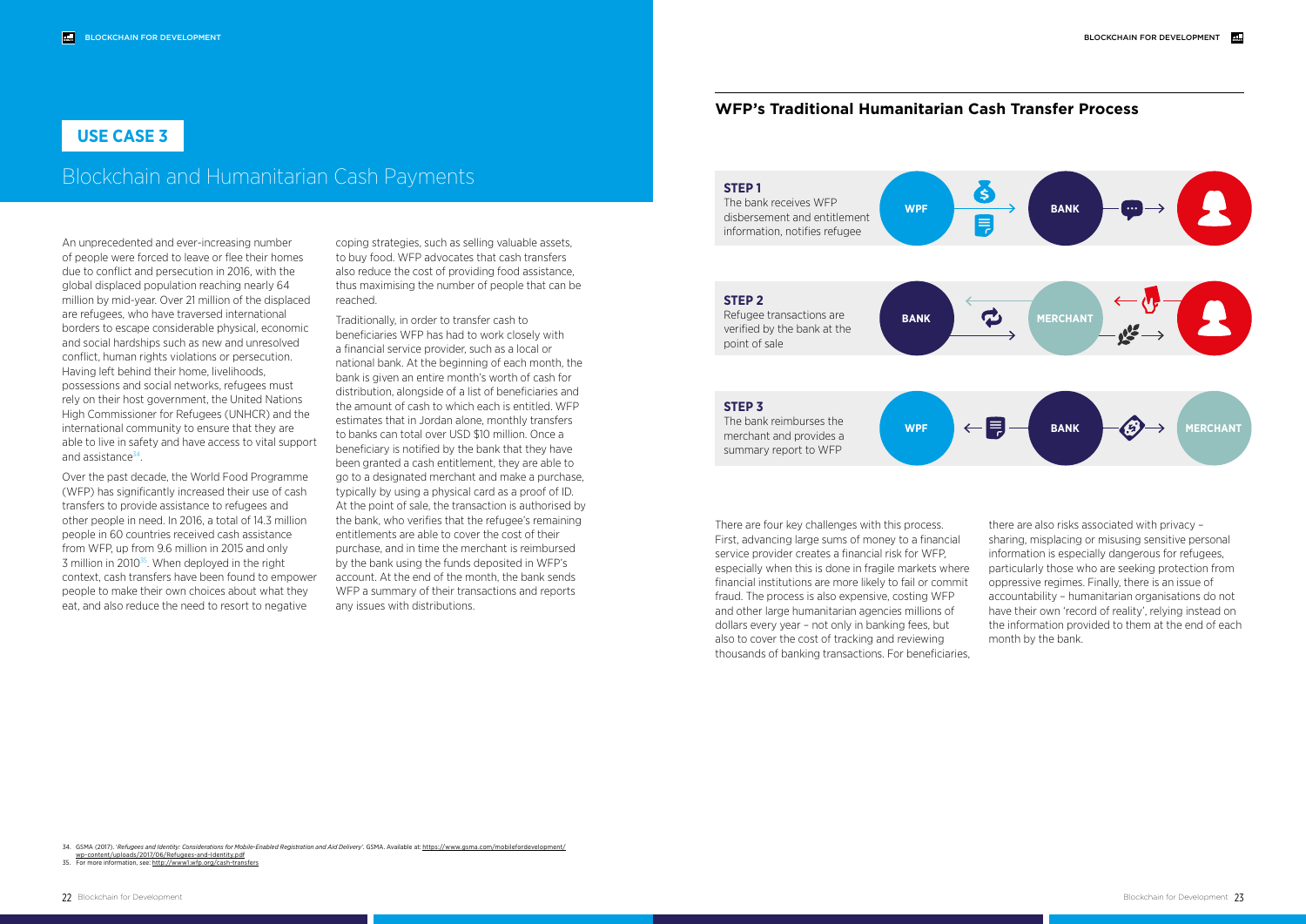## USE CASE 3

# Blockchain and Humanitarian Cash Payments

An unprecedented and ever-increasing number of people were forced to leave or flee their homes due to conflict and persecution in 2016, with the global displaced population reaching nearly 64 million by mid-year. Over 21 million of the displaced are refugees, who have traversed international borders to escape considerable physical, economic and social hardships such as new and unresolved conflict, human rights violations or persecution. Having left behind their home, livelihoods, possessions and social networks, refugees must rely on their host government, the United Nations High Commissioner for Refugees (UNHCR) and the international community to ensure that they are able to live in safety and have access to vital support and assistance[34].

Over the past decade, the World Food Programme (WFP) has significantly increased their use of cash transfers to provide assistance to refugees and other people in need. In 2016, a total of 14.3 million people in 60 countries received cash assistance from WFP, up from 9.6 million in 2015 and only 3 million in 2010[35]. When deployed in the right context, cash transfers have been found to empower people to make their own choices about what they eat, and also reduce the need to resort to negative coping strategies, such as selling valuable assets, to buy food. WFP advocates that cash transfers also reduce the cost of providing food assistance, thus maximising the number of people that can be reached.

Traditionally, in order to transfer cash to beneficiaries WFP has had to work closely with a financial service provider, such as a local or national bank. At the beginning of each month, the bank is given an entire month's worth of cash for distribution, alongside of a list of beneficiaries and the amount of cash to which each is entitled. WFP estimates that in Jordan alone, monthly transfers to banks can total over USD $10 million. Once a beneficiary is notified by the bank that they have been granted a cash entitlement, they are able to go to a designated merchant and make a purchase, typically by using a physical card as a proof of ID. At the point of sale, the transaction is authorised by the bank, who verifies that the refugee's remaining entitlements are able to cover the cost of their purchase, and in time the merchant is reimbursed by the bank using the funds deposited in WFP's account. At the end of the month, the bank sends WFP a summary of their transactions and reports any issues with distributions.

## WFP's Traditional Humanitarian Cash Transfer Process

**STEP 1**
The bank receives WFP disbersement and entitlement information, notifies refugee

WPF → BANK → Refugee

**STEP 2**
Refugee transactions are verified by the bank at the point of sale

BANK ⇄ MERCHANT ⇄ Refugee

**STEP 3**
The bank reimburses the merchant and provides a summary report to WFP

WPF ← BANK → MERCHANT

There are four key challenges with this process. First, advancing large sums of money to a financial service provider creates a financial risk for WFP, especially when this is done in fragile markets where financial institutions are more likely to fail or commit fraud. The process is also expensive, costing WFP and other large humanitarian agencies millions of dollars every year – not only in banking fees, but also to cover the cost of tracking and reviewing thousands of banking transactions. For beneficiaries, there are also risks associated with privacy – sharing, misplacing or misusing sensitive personal information is especially dangerous for refugees, particularly those who are seeking protection from oppressive regimes. Finally, there is an issue of accountability – humanitarian organisations do not have their own 'record of reality', relying instead on the information provided to them at the end of each month by the bank.

34. GSMA (2017). '*Refugees and Identity: Considerations for Mobile-Enabled Registration and Aid Delivery*'. GSMA. Available at: https://www.gsma.com/mobilefordevelopment/wp-content/uploads/2017/06/Refugees-and-Identity.pdf
35. For more information, see: http://www1.wfp.org/cash-transfers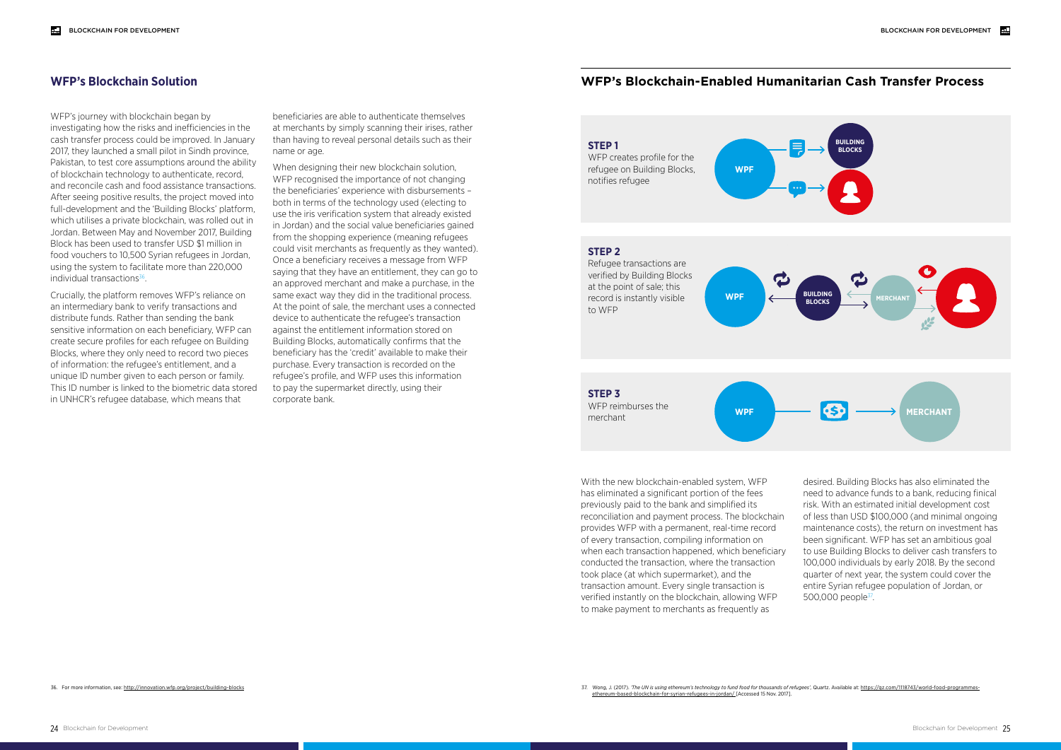## WFP's Blockchain Solution

WFP's journey with blockchain began by investigating how the risks and inefficiencies in the cash transfer process could be improved. In January 2017, they launched a small pilot in Sindh province, Pakistan, to test core assumptions around the ability of blockchain technology to authenticate, record, and reconcile cash and food assistance transactions. After seeing positive results, the project moved into full-development and the 'Building Blocks' platform, which utilises a private blockchain, was rolled out in Jordan. Between May and November 2017, Building Block has been used to transfer USD $1 million in food vouchers to 10,500 Syrian refugees in Jordan, using the system to facilitate more than 220,000 individual transactions[36].

Crucially, the platform removes WFP's reliance on an intermediary bank to verify transactions and distribute funds. Rather than sending the bank sensitive information on each beneficiary, WFP can create secure profiles for each refugee on Building Blocks, where they only need to record two pieces of information: the refugee's entitlement, and a unique ID number given to each person or family. This ID number is linked to the biometric data stored in UNHCR's refugee database, which means that beneficiaries are able to authenticate themselves at merchants by simply scanning their irises, rather than having to reveal personal details such as their name or age.

When designing their new blockchain solution, WFP recognised the importance of not changing the beneficiaries' experience with disbursements – both in terms of the technology used (electing to use the iris verification system that already existed in Jordan) and the social value beneficiaries gained from the shopping experience (meaning refugees could visit merchants as frequently as they wanted). Once a beneficiary receives a message from WFP saying that they have an entitlement, they can go to an approved merchant and make a purchase, in the same exact way they did in the traditional process. At the point of sale, the merchant uses a connected device to authenticate the refugee's transaction against the entitlement information stored on Building Blocks, automatically confirms that the beneficiary has the 'credit' available to make their purchase. Every transaction is recorded on the refugee's profile, and WFP uses this information to pay the supermarket directly, using their corporate bank.

## WFP's Blockchain-Enabled Humanitarian Cash Transfer Process

**STEP 1**
WFP creates profile for the refugee on Building Blocks, notifies refugee

**STEP 2**
Refugee transactions are verified by Building Blocks at the point of sale; this record is instantly visible to WFP

**STEP 3**
WFP reimburses the merchant

With the new blockchain-enabled system, WFP has eliminated a significant portion of the fees previously paid to the bank and simplified its reconciliation and payment process. The blockchain provides WFP with a permanent, real-time record of every transaction, compiling information on when each transaction happened, which beneficiary conducted the transaction, where the transaction took place (at which supermarket), and the transaction amount. Every single transaction is verified instantly on the blockchain, allowing WFP to make payment to merchants as frequently as desired. Building Blocks has also eliminated the need to advance funds to a bank, reducing finical risk. With an estimated initial development cost of less than USD $100,000 (and minimal ongoing maintenance costs), the return on investment has been significant. WFP has set an ambitious goal to use Building Blocks to deliver cash transfers to 100,000 individuals by early 2018. By the second quarter of next year, the system could cover the entire Syrian refugee population of Jordan, or 500,000 people[37].

36. For more information, see: http://innovation.wfp.org/project/building-blocks

37. Wong, J. (2017). *'The UN is using ethereum's technology to fund food for thousands of refugees'*, Quartz. Available at: https://qz.com/1118743/world-food-programmes-ethereum-based-blockchain-for-syrian-refugees-in-jordan/ [Accessed 15 Nov. 2017].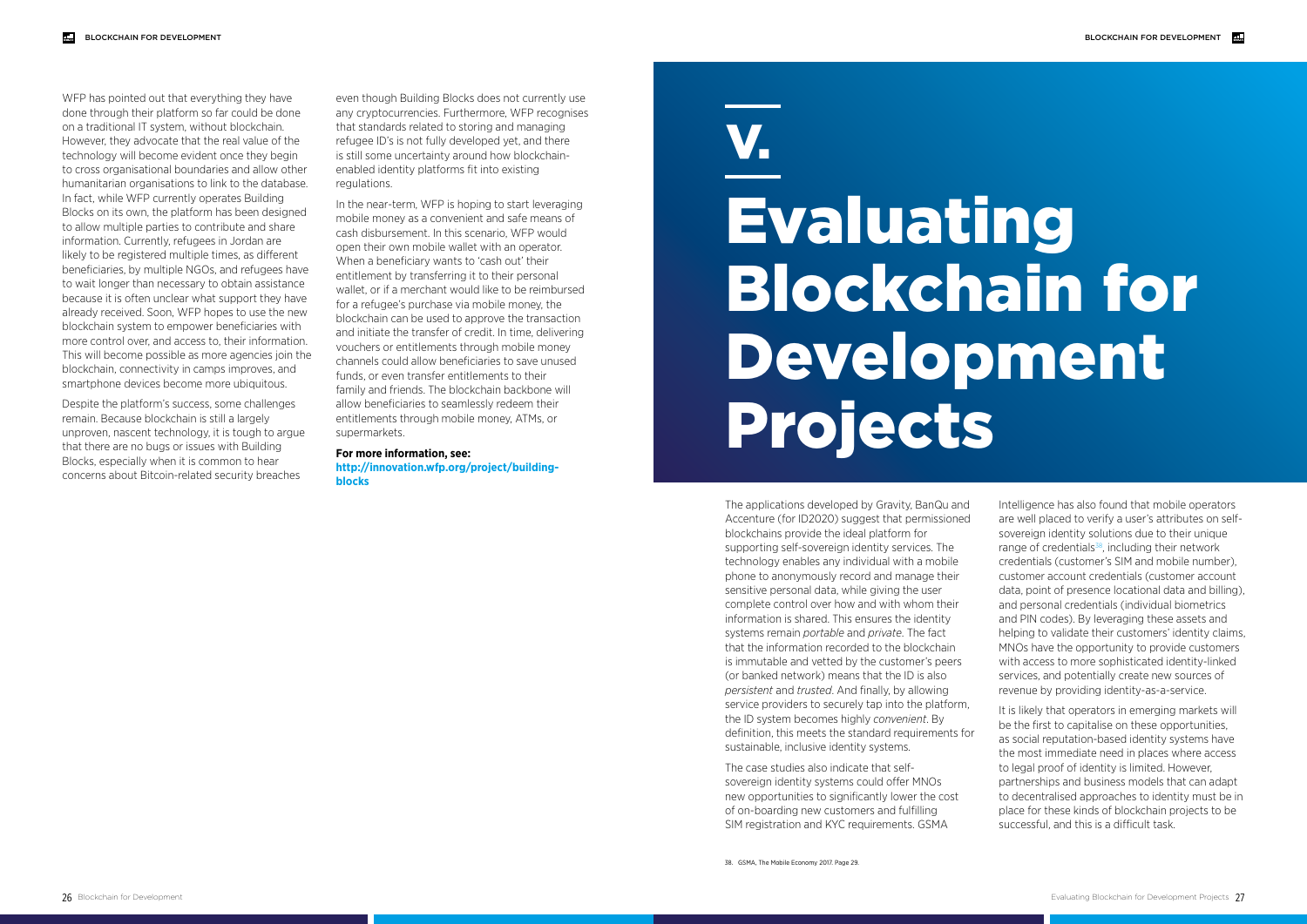WFP has pointed out that everything they have done through their platform so far could be done on a traditional IT system, without blockchain. However, they advocate that the real value of the technology will become evident once they begin to cross organisational boundaries and allow other humanitarian organisations to link to the database. In fact, while WFP currently operates Building Blocks on its own, the platform has been designed to allow multiple parties to contribute and share information. Currently, refugees in Jordan are likely to be registered multiple times, as different beneficiaries, by multiple NGOs, and refugees have to wait longer than necessary to obtain assistance because it is often unclear what support they have already received. Soon, WFP hopes to use the new blockchain system to empower beneficiaries with more control over, and access to, their information. This will become possible as more agencies join the blockchain, connectivity in camps improves, and smartphone devices become more ubiquitous.

Despite the platform's success, some challenges remain. Because blockchain is still a largely unproven, nascent technology, it is tough to argue that there are no bugs or issues with Building Blocks, especially when it is common to hear concerns about Bitcoin-related security breaches even though Building Blocks does not currently use any cryptocurrencies. Furthermore, WFP recognises that standards related to storing and managing refugee ID's is not fully developed yet, and there is still some uncertainty around how blockchain-enabled identity platforms fit into existing regulations.

In the near-term, WFP is hoping to start leveraging mobile money as a convenient and safe means of cash disbursement. In this scenario, WFP would open their own mobile wallet with an operator. When a beneficiary wants to 'cash out' their entitlement by transferring it to their personal wallet, or if a merchant would like to be reimbursed for a refugee's purchase via mobile money, the blockchain can be used to approve the transaction and initiate the transfer of credit. In time, delivering vouchers or entitlements through mobile money channels could allow beneficiaries to save unused funds, or even transfer entitlements to their family and friends. The blockchain backbone will allow beneficiaries to seamlessly redeem their entitlements through mobile money, ATMs, or supermarkets.

**For more information, see:**
**http://innovation.wfp.org/project/building-blocks**

# V. Evaluating Blockchain for Development Projects

The applications developed by Gravity, BanQu and Accenture (for ID2020) suggest that permissioned blockchains provide the ideal platform for supporting self-sovereign identity services. The technology enables any individual with a mobile phone to anonymously record and manage their sensitive personal data, while giving the user complete control over how and with whom their information is shared. This ensures the identity systems remain *portable* and *private*. The fact that the information recorded to the blockchain is immutable and vetted by the customer's peers (or banked network) means that the ID is also *persistent* and *trusted*. And finally, by allowing service providers to securely tap into the platform, the ID system becomes highly *convenient*. By definition, this meets the standard requirements for sustainable, inclusive identity systems.

The case studies also indicate that self-sovereign identity systems could offer MNOs new opportunities to significantly lower the cost of on-boarding new customers and fulfilling SIM registration and KYC requirements. GSMA Intelligence has also found that mobile operators are well placed to verify a user's attributes on self-sovereign identity solutions due to their unique range of credentials[38], including their network credentials (customer's SIM and mobile number), customer account credentials (customer account data, point of presence locational data and billing), and personal credentials (individual biometrics and PIN codes). By leveraging these assets and helping to validate their customers' identity claims, MNOs have the opportunity to provide customers with access to more sophisticated identity-linked services, and potentially create new sources of revenue by providing identity-as-a-service.

It is likely that operators in emerging markets will be the first to capitalise on these opportunities, as social reputation-based identity systems have the most immediate need in places where access to legal proof of identity is limited. However, partnerships and business models that can adapt to decentralised approaches to identity must be in place for these kinds of blockchain projects to be successful, and this is a difficult task.

38. GSMA, The Mobile Economy 2017. Page 29.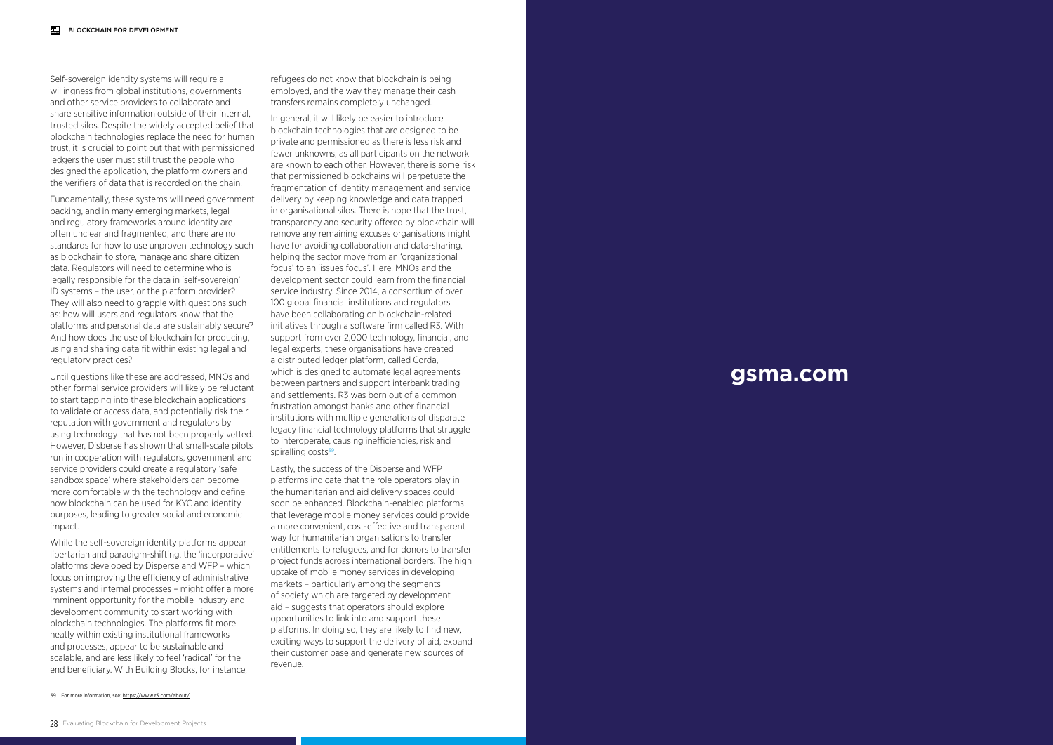Self-sovereign identity systems will require a willingness from global institutions, governments and other service providers to collaborate and share sensitive information outside of their internal, trusted silos. Despite the widely accepted belief that blockchain technologies replace the need for human trust, it is crucial to point out that with permissioned ledgers the user must still trust the people who designed the application, the platform owners and the verifiers of data that is recorded on the chain.

Fundamentally, these systems will need government backing, and in many emerging markets, legal and regulatory frameworks around identity are often unclear and fragmented, and there are no standards for how to use unproven technology such as blockchain to store, manage and share citizen data. Regulators will need to determine who is legally responsible for the data in 'self-sovereign' ID systems – the user, or the platform provider? They will also need to grapple with questions such as: how will users and regulators know that the platforms and personal data are sustainably secure? And how does the use of blockchain for producing, using and sharing data fit within existing legal and regulatory practices?

Until questions like these are addressed, MNOs and other formal service providers will likely be reluctant to start tapping into these blockchain applications to validate or access data, and potentially risk their reputation with government and regulators by using technology that has not been properly vetted. However, Disberse has shown that small-scale pilots run in cooperation with regulators, government and service providers could create a regulatory 'safe sandbox space' where stakeholders can become more comfortable with the technology and define how blockchain can be used for KYC and identity purposes, leading to greater social and economic impact.

While the self-sovereign identity platforms appear libertarian and paradigm-shifting, the 'incorporative' platforms developed by Disperse and WFP – which focus on improving the efficiency of administrative systems and internal processes – might offer a more imminent opportunity for the mobile industry and development community to start working with blockchain technologies. The platforms fit more neatly within existing institutional frameworks and processes, appear to be sustainable and scalable, and are less likely to feel 'radical' for the end beneficiary. With Building Blocks, for instance, refugees do not know that blockchain is being employed, and the way they manage their cash transfers remains completely unchanged.

In general, it will likely be easier to introduce blockchain technologies that are designed to be private and permissioned as there is less risk and fewer unknowns, as all participants on the network are known to each other. However, there is some risk that permissioned blockchains will perpetuate the fragmentation of identity management and service delivery by keeping knowledge and data trapped in organisational silos. There is hope that the trust, transparency and security offered by blockchain will remove any remaining excuses organisations might have for avoiding collaboration and data-sharing, helping the sector move from an 'organizational focus' to an 'issues focus'. Here, MNOs and the development sector could learn from the financial service industry. Since 2014, a consortium of over 100 global financial institutions and regulators have been collaborating on blockchain-related initiatives through a software firm called R3. With support from over 2,000 technology, financial, and legal experts, these organisations have created a distributed ledger platform, called Corda, which is designed to automate legal agreements between partners and support interbank trading and settlements. R3 was born out of a common frustration amongst banks and other financial institutions with multiple generations of disparate legacy financial technology platforms that struggle to interoperate, causing inefficiencies, risk and spiralling costs[39].

Lastly, the success of the Disberse and WFP platforms indicate that the role operators play in the humanitarian and aid delivery spaces could soon be enhanced. Blockchain-enabled platforms that leverage mobile money services could provide a more convenient, cost-effective and transparent way for humanitarian organisations to transfer entitlements to refugees, and for donors to transfer project funds across international borders. The high uptake of mobile money services in developing markets – particularly among the segments of society which are targeted by development aid – suggests that operators should explore opportunities to link into and support these platforms. In doing so, they are likely to find new, exciting ways to support the delivery of aid, expand their customer base and generate new sources of revenue.

39. For more information, see: https://www.r3.com/about/

**gsma.com**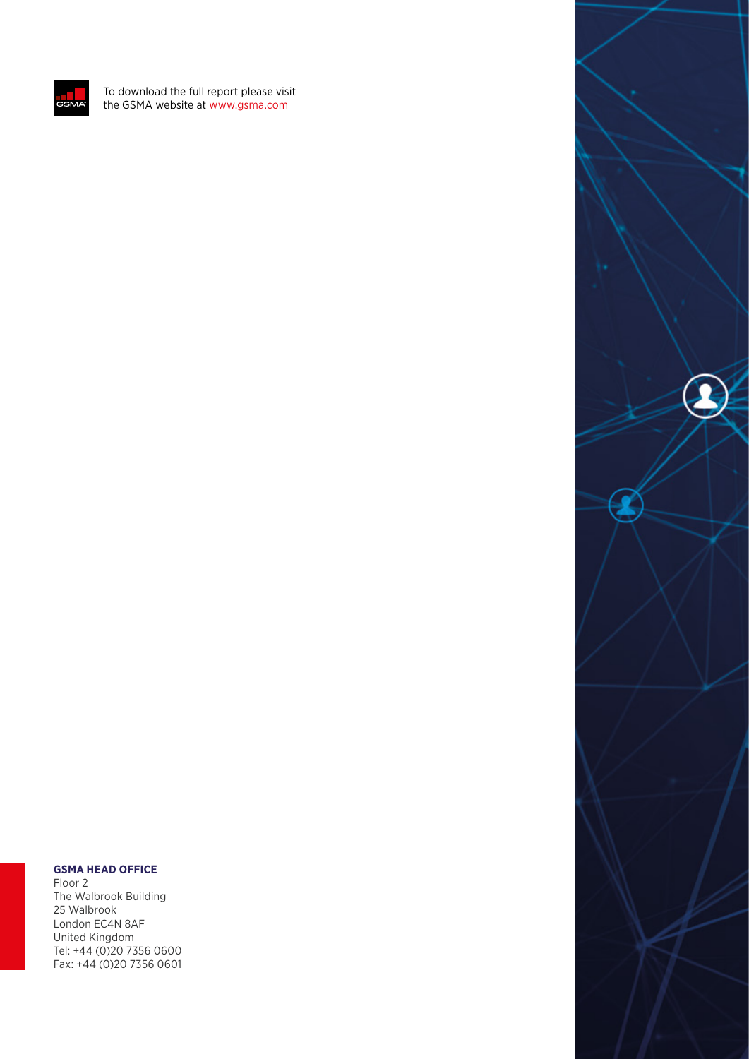To download the full report please visit the GSMA website at www.gsma.com

**GSMA HEAD OFFICE**
Floor 2
The Walbrook Building
25 Walbrook
London EC4N 8AF
United Kingdom
Tel: +44 (0)20 7356 0600
Fax: +44 (0)20 7356 0601